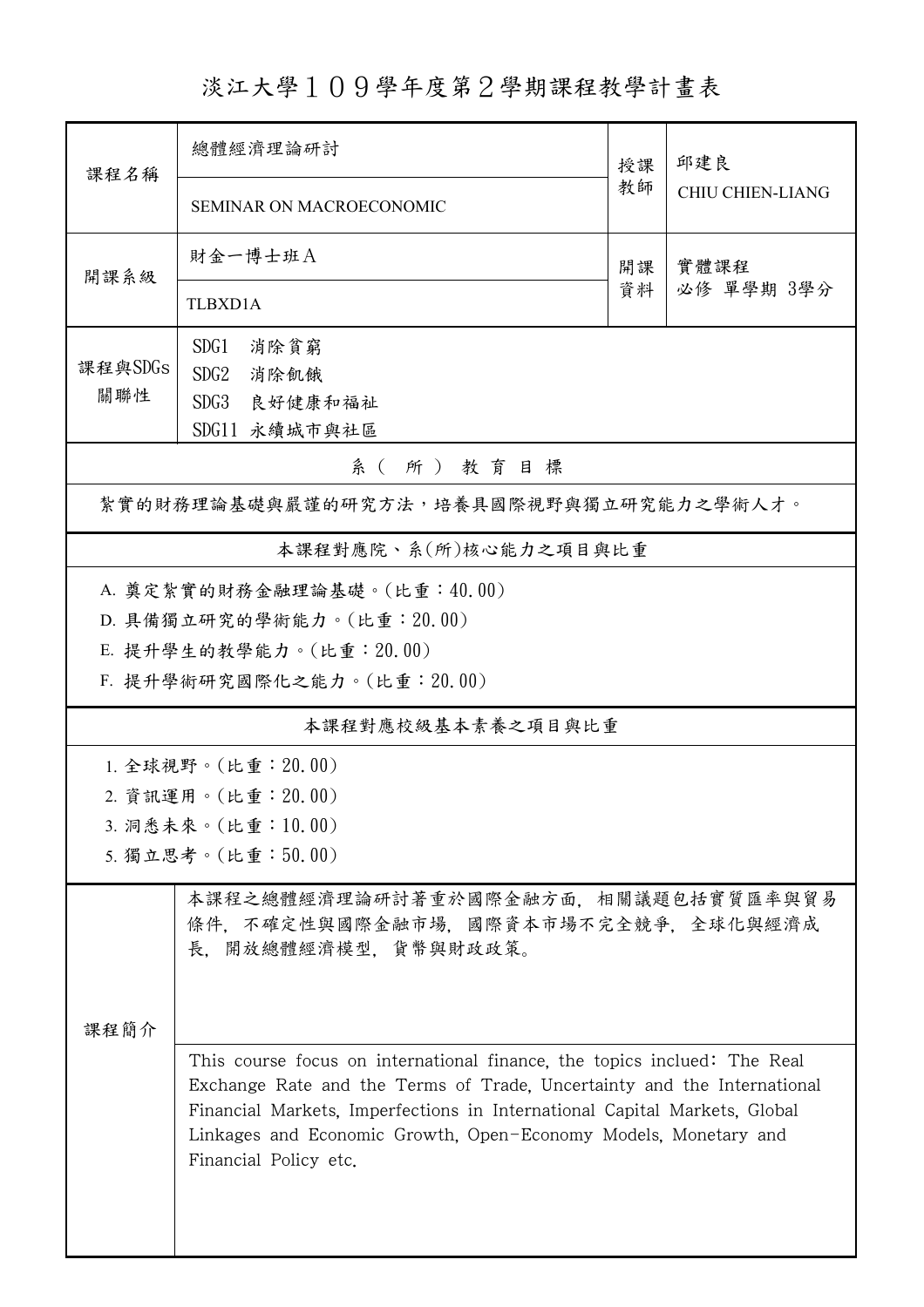# 淡江大學109學年度第2學期課程教學計畫表

| 課程名稱 | 總體經濟理論研討<br>SEMINAR ON MACROECONOMIC | 授課教師 | 邱建良<br>CHIU CHIEN-LIANG |
|---|---|---|---|
| 開課系級 | 財金一博士班A<br>TLBXD1A | 開課資料 | 實體課程<br>必修 單學期 3學分 |
| 課程與SDGs關聯性 | SDG1 消除貧窮<br>SDG2 消除飢餓<br>SDG3 良好健康和福祉<br>SDG11 永續城市與社區 | | |

## 系（所）教育目標

紮實的財務理論基礎與嚴謹的研究方法，培養具國際視野與獨立研究能力之學術人才。

## 本課程對應院、系(所)核心能力之項目與比重

A. 奠定紮實的財務金融理論基礎。(比重：40.00)

D. 具備獨立研究的學術能力。(比重：20.00)

E. 提升學生的教學能力。(比重：20.00)

F. 提升學術研究國際化之能力。(比重：20.00)

## 本課程對應校級基本素養之項目與比重

1. 全球視野。(比重：20.00)
2. 資訊運用。(比重：20.00)
3. 洞悉未來。(比重：10.00)
5. 獨立思考。(比重：50.00)

## 課程簡介

本課程之總體經濟理論研討著重於國際金融方面，相關議題包括實質匯率與貿易條件，不確定性與國際金融市場，國際資本市場不完全競爭，全球化與經濟成長，開放總體經濟模型，貨幣與財政政策。

This course focus on international finance, the topics inclued: The Real Exchange Rate and the Terms of Trade, Uncertainty and the International Financial Markets, Imperfections in International Capital Markets, Global Linkages and Economic Growth, Open-Economy Models, Monetary and Financial Policy etc.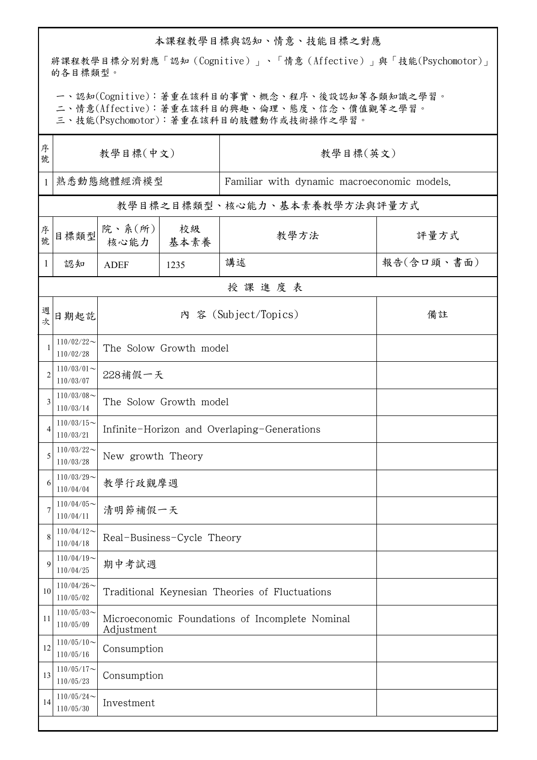## 本課程教學目標與認知、情意、技能目標之對應

將課程教學目標分別對應「認知（Cognitive）」、「情意（Affective）」與「技能(Psychomotor)」的各目標類型。

一、認知(Cognitive)：著重在該科目的事實、概念、程序、後設認知等各類知識之學習。
二、情意(Affective)：著重在該科目的興趣、倫理、態度、信念、價值觀等之學習。
三、技能(Psychomotor)：著重在該科目的肢體動作或技術操作之學習。

| 序號 | 教學目標(中文) | 教學目標(英文) |
|---|---|---|
| 1 | 熟悉動態總體經濟模型 | Familiar with dynamic macroeconomic models. |

## 教學目標之目標類型、核心能力、基本素養教學方法與評量方式

| 序號 | 目標類型 | 院、系(所)核心能力 | 校級基本素養 | 教學方法 | 評量方式 |
|---|---|---|---|---|---|
| 1 | 認知 | ADEF | 1235 | 講述 | 報告(含口頭、書面) |

## 授課進度表

| 週次 | 日期起訖 | 內 容 (Subject/Topics) | 備註 |
|---|---|---|---|
| 1 | 110/02/22～110/02/28 | The Solow Growth model | |
| 2 | 110/03/01～110/03/07 | 228補假一天 | |
| 3 | 110/03/08～110/03/14 | The Solow Growth model | |
| 4 | 110/03/15～110/03/21 | Infinite-Horizon and Overlaping-Generations | |
| 5 | 110/03/22～110/03/28 | New growth Theory | |
| 6 | 110/03/29～110/04/04 | 教學行政觀摩週 | |
| 7 | 110/04/05～110/04/11 | 清明節補假一天 | |
| 8 | 110/04/12～110/04/18 | Real-Business-Cycle Theory | |
| 9 | 110/04/19～110/04/25 | 期中考試週 | |
| 10 | 110/04/26～110/05/02 | Traditional Keynesian Theories of Fluctuations | |
| 11 | 110/05/03～110/05/09 | Microeconomic Foundations of Incomplete Nominal Adjustment | |
| 12 | 110/05/10～110/05/16 | Consumption | |
| 13 | 110/05/17～110/05/23 | Consumption | |
| 14 | 110/05/24～110/05/30 | Investment | |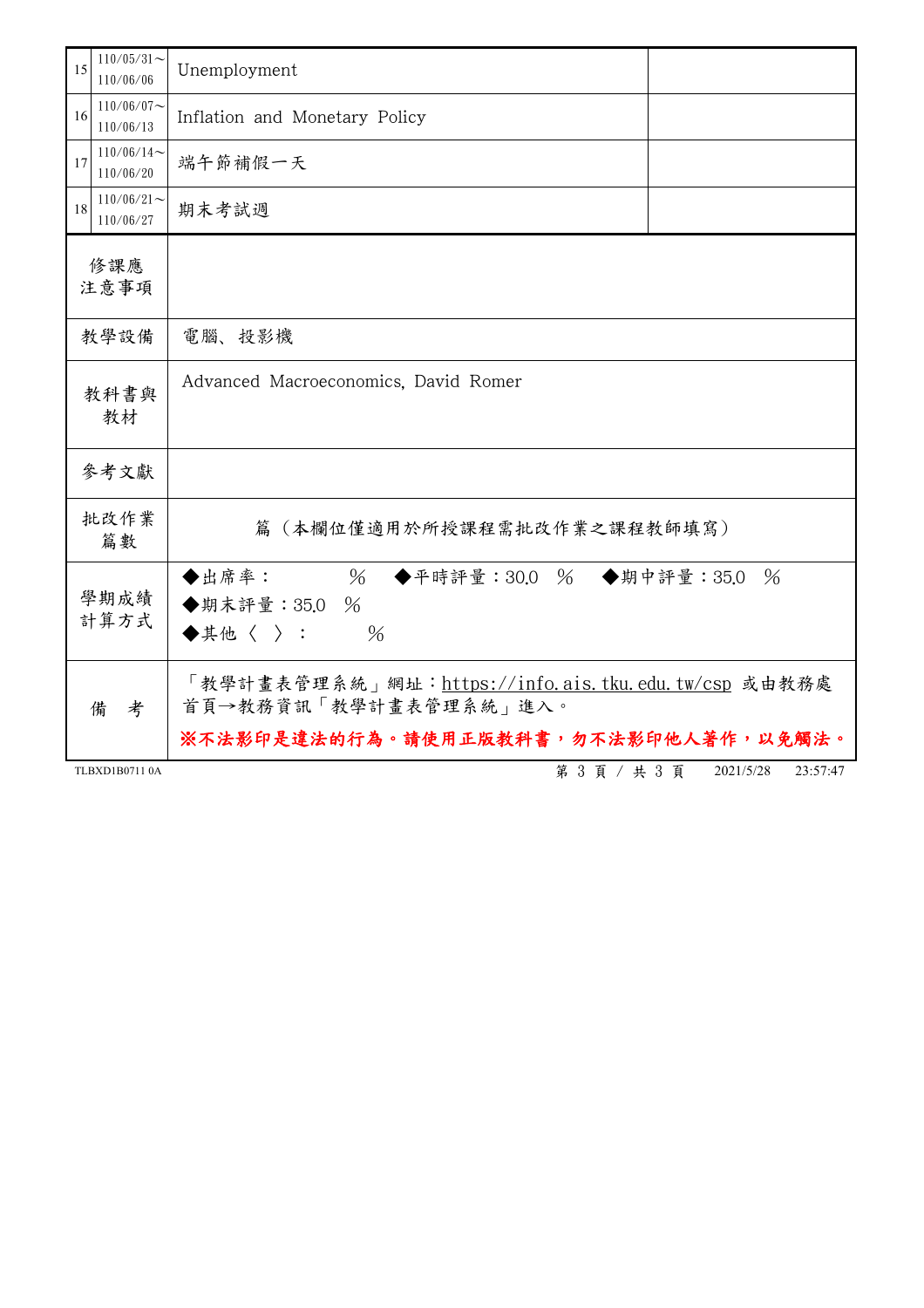| | | | |
|---|---|---|---|
| 15 | 110/05/31～<br>110/06/06 | Unemployment | |
| 16 | 110/06/07～<br>110/06/13 | Inflation and Monetary Policy | |
| 17 | 110/06/14～<br>110/06/20 | 端午節補假一天 | |
| 18 | 110/06/21～<br>110/06/27 | 期末考試週 | |

| | |
|---|---|
| 修課應注意事項 | |
| 教學設備 | 電腦、投影機 |
| 教科書與教材 | Advanced Macroeconomics, David Romer |
| 參考文獻 | |
| 批改作業篇數 | 篇（本欄位僅適用於所授課程需批改作業之課程教師填寫） |
| 學期成績計算方式 | ◆出席率：　　　%　◆平時評量：30.0　%　◆期中評量：35.0　%<br>◆期末評量：35.0　%<br>◆其他〈 〉：　　　% |
| 備　考 | 「教學計畫表管理系統」網址：https://info.ais.tku.edu.tw/csp 或由教務處首頁→教務資訊「教學計畫表管理系統」進入。<br>**※不法影印是違法的行為。請使用正版教科書，勿不法影印他人著作，以免觸法。** |

TLBXD1B0711 0A　　2021/5/28　23:57:47